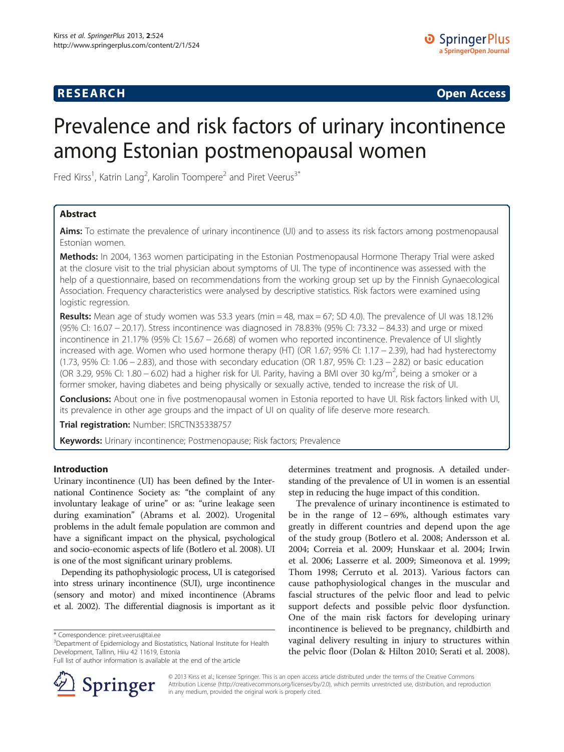**RESEARCH** **Open Access**

# Prevalence and risk factors of urinary incontinence among Estonian postmenopausal women

Fred Kirss[1], Katrin Lang[2], Karolin Toompere[2] and Piret Veerus[3*]

## Abstract

**Aims:** To estimate the prevalence of urinary incontinence (UI) and to assess its risk factors among postmenopausal Estonian women.

**Methods:** In 2004, 1363 women participating in the Estonian Postmenopausal Hormone Therapy Trial were asked at the closure visit to the trial physician about symptoms of UI. The type of incontinence was assessed with the help of a questionnaire, based on recommendations from the working group set up by the Finnish Gynaecological Association. Frequency characteristics were analysed by descriptive statistics. Risk factors were examined using logistic regression.

**Results:** Mean age of study women was 53.3 years (min = 48, max = 67; SD 4.0). The prevalence of UI was 18.12% (95% CI: 16.07 – 20.17). Stress incontinence was diagnosed in 78.83% (95% CI: 73.32 – 84.33) and urge or mixed incontinence in 21.17% (95% CI: 15.67 – 26.68) of women who reported incontinence. Prevalence of UI slightly increased with age. Women who used hormone therapy (HT) (OR 1.67; 95% CI: 1.17 – 2.39), had had hysterectomy (1.73, 95% CI: 1.06 – 2.83), and those with secondary education (OR 1.87, 95% CI: 1.23 – 2.82) or basic education (OR 3.29, 95% CI: 1.80 – 6.02) had a higher risk for UI. Parity, having a BMI over 30 kg/m$^2$, being a smoker or a former smoker, having diabetes and being physically or sexually active, tended to increase the risk of UI.

**Conclusions:** About one in five postmenopausal women in Estonia reported to have UI. Risk factors linked with UI, its prevalence in other age groups and the impact of UI on quality of life deserve more research.

**Trial registration:** Number: ISRCTN35338757

**Keywords:** Urinary incontinence; Postmenopause; Risk factors; Prevalence

## Introduction

Urinary incontinence (UI) has been defined by the International Continence Society as: "the complaint of any involuntary leakage of urine" or as: "urine leakage seen during examination" (Abrams et al. 2002). Urogenital problems in the adult female population are common and have a significant impact on the physical, psychological and socio-economic aspects of life (Botlero et al. 2008). UI is one of the most significant urinary problems.

Depending its pathophysiologic process, UI is categorised into stress urinary incontinence (SUI), urge incontinence (sensory and motor) and mixed incontinence (Abrams et al. 2002). The differential diagnosis is important as it determines treatment and prognosis. A detailed understanding of the prevalence of UI in women is an essential step in reducing the huge impact of this condition.

The prevalence of urinary incontinence is estimated to be in the range of 12 – 69%, although estimates vary greatly in different countries and depend upon the age of the study group (Botlero et al. 2008; Andersson et al. 2004; Correia et al. 2009; Hunskaar et al. 2004; Irwin et al. 2006; Lasserre et al. 2009; Simeonova et al. 1999; Thom 1998; Cerruto et al. 2013). Various factors can cause pathophysiological changes in the muscular and fascial structures of the pelvic floor and lead to pelvic support defects and possible pelvic floor dysfunction. One of the main risk factors for developing urinary incontinence is believed to be pregnancy, childbirth and vaginal delivery resulting in injury to structures within the pelvic floor (Dolan & Hilton 2010; Serati et al. 2008).

\* Correspondence: piret.veerus@tai.ee
[3]Department of Epidemiology and Biostatistics, National Institute for Health Development, Tallinn, Hiiu 42 11619, Estonia
Full list of author information is available at the end of the article

© 2013 Kirss et al.; licensee Springer. This is an open access article distributed under the terms of the Creative Commons Attribution License (http://creativecommons.org/licenses/by/2.0), which permits unrestricted use, distribution, and reproduction in any medium, provided the original work is properly cited.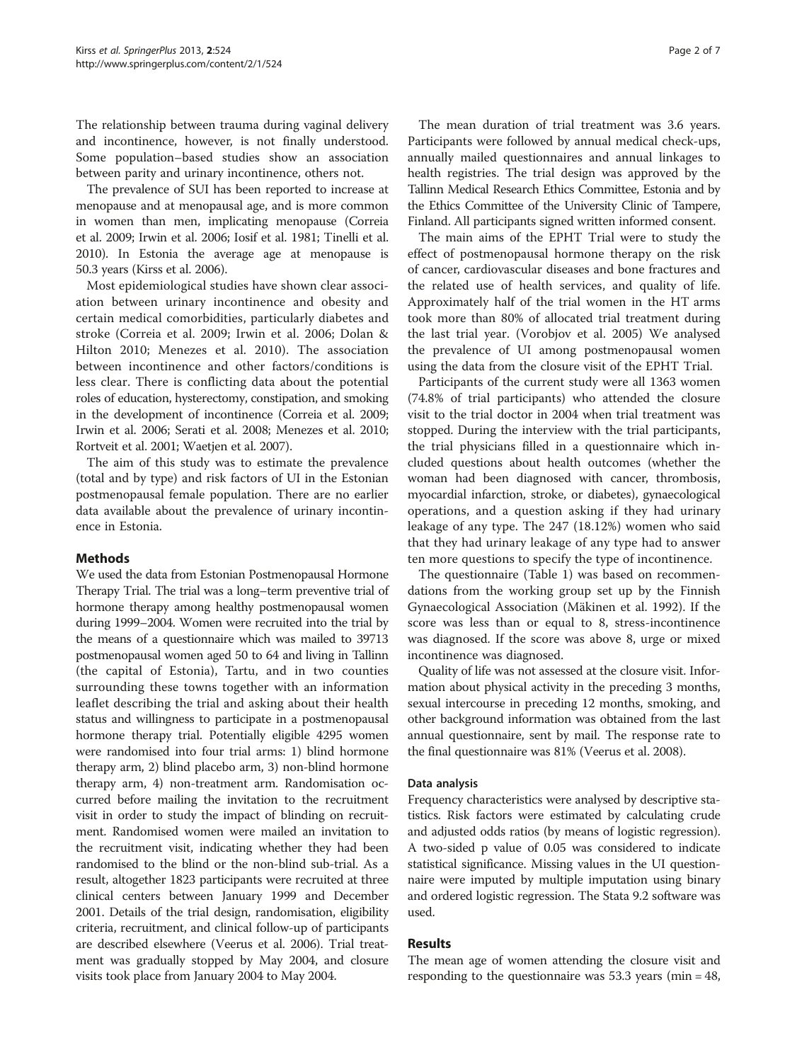The relationship between trauma during vaginal delivery and incontinence, however, is not finally understood. Some population–based studies show an association between parity and urinary incontinence, others not.

The prevalence of SUI has been reported to increase at menopause and at menopausal age, and is more common in women than men, implicating menopause (Correia et al. 2009; Irwin et al. 2006; Iosif et al. 1981; Tinelli et al. 2010). In Estonia the average age at menopause is 50.3 years (Kirss et al. 2006).

Most epidemiological studies have shown clear association between urinary incontinence and obesity and certain medical comorbidities, particularly diabetes and stroke (Correia et al. 2009; Irwin et al. 2006; Dolan & Hilton 2010; Menezes et al. 2010). The association between incontinence and other factors/conditions is less clear. There is conflicting data about the potential roles of education, hysterectomy, constipation, and smoking in the development of incontinence (Correia et al. 2009; Irwin et al. 2006; Serati et al. 2008; Menezes et al. 2010; Rortveit et al. 2001; Waetjen et al. 2007).

The aim of this study was to estimate the prevalence (total and by type) and risk factors of UI in the Estonian postmenopausal female population. There are no earlier data available about the prevalence of urinary incontinence in Estonia.

## Methods

We used the data from Estonian Postmenopausal Hormone Therapy Trial. The trial was a long–term preventive trial of hormone therapy among healthy postmenopausal women during 1999–2004. Women were recruited into the trial by the means of a questionnaire which was mailed to 39713 postmenopausal women aged 50 to 64 and living in Tallinn (the capital of Estonia), Tartu, and in two counties surrounding these towns together with an information leaflet describing the trial and asking about their health status and willingness to participate in a postmenopausal hormone therapy trial. Potentially eligible 4295 women were randomised into four trial arms: 1) blind hormone therapy arm, 2) blind placebo arm, 3) non-blind hormone therapy arm, 4) non-treatment arm. Randomisation occurred before mailing the invitation to the recruitment visit in order to study the impact of blinding on recruitment. Randomised women were mailed an invitation to the recruitment visit, indicating whether they had been randomised to the blind or the non-blind sub-trial. As a result, altogether 1823 participants were recruited at three clinical centers between January 1999 and December 2001. Details of the trial design, randomisation, eligibility criteria, recruitment, and clinical follow-up of participants are described elsewhere (Veerus et al. 2006). Trial treatment was gradually stopped by May 2004, and closure visits took place from January 2004 to May 2004.

The mean duration of trial treatment was 3.6 years. Participants were followed by annual medical check-ups, annually mailed questionnaires and annual linkages to health registries. The trial design was approved by the Tallinn Medical Research Ethics Committee, Estonia and by the Ethics Committee of the University Clinic of Tampere, Finland. All participants signed written informed consent.

The main aims of the EPHT Trial were to study the effect of postmenopausal hormone therapy on the risk of cancer, cardiovascular diseases and bone fractures and the related use of health services, and quality of life. Approximately half of the trial women in the HT arms took more than 80% of allocated trial treatment during the last trial year. (Vorobjov et al. 2005) We analysed the prevalence of UI among postmenopausal women using the data from the closure visit of the EPHT Trial.

Participants of the current study were all 1363 women (74.8% of trial participants) who attended the closure visit to the trial doctor in 2004 when trial treatment was stopped. During the interview with the trial participants, the trial physicians filled in a questionnaire which included questions about health outcomes (whether the woman had been diagnosed with cancer, thrombosis, myocardial infarction, stroke, or diabetes), gynaecological operations, and a question asking if they had urinary leakage of any type. The 247 (18.12%) women who said that they had urinary leakage of any type had to answer ten more questions to specify the type of incontinence.

The questionnaire (Table 1) was based on recommendations from the working group set up by the Finnish Gynaecological Association (Mäkinen et al. 1992). If the score was less than or equal to 8, stress-incontinence was diagnosed. If the score was above 8, urge or mixed incontinence was diagnosed.

Quality of life was not assessed at the closure visit. Information about physical activity in the preceding 3 months, sexual intercourse in preceding 12 months, smoking, and other background information was obtained from the last annual questionnaire, sent by mail. The response rate to the final questionnaire was 81% (Veerus et al. 2008).

### Data analysis

Frequency characteristics were analysed by descriptive statistics. Risk factors were estimated by calculating crude and adjusted odds ratios (by means of logistic regression). A two-sided p value of 0.05 was considered to indicate statistical significance. Missing values in the UI questionnaire were imputed by multiple imputation using binary and ordered logistic regression. The Stata 9.2 software was used.

## Results

The mean age of women attending the closure visit and responding to the questionnaire was 53.3 years (min = 48,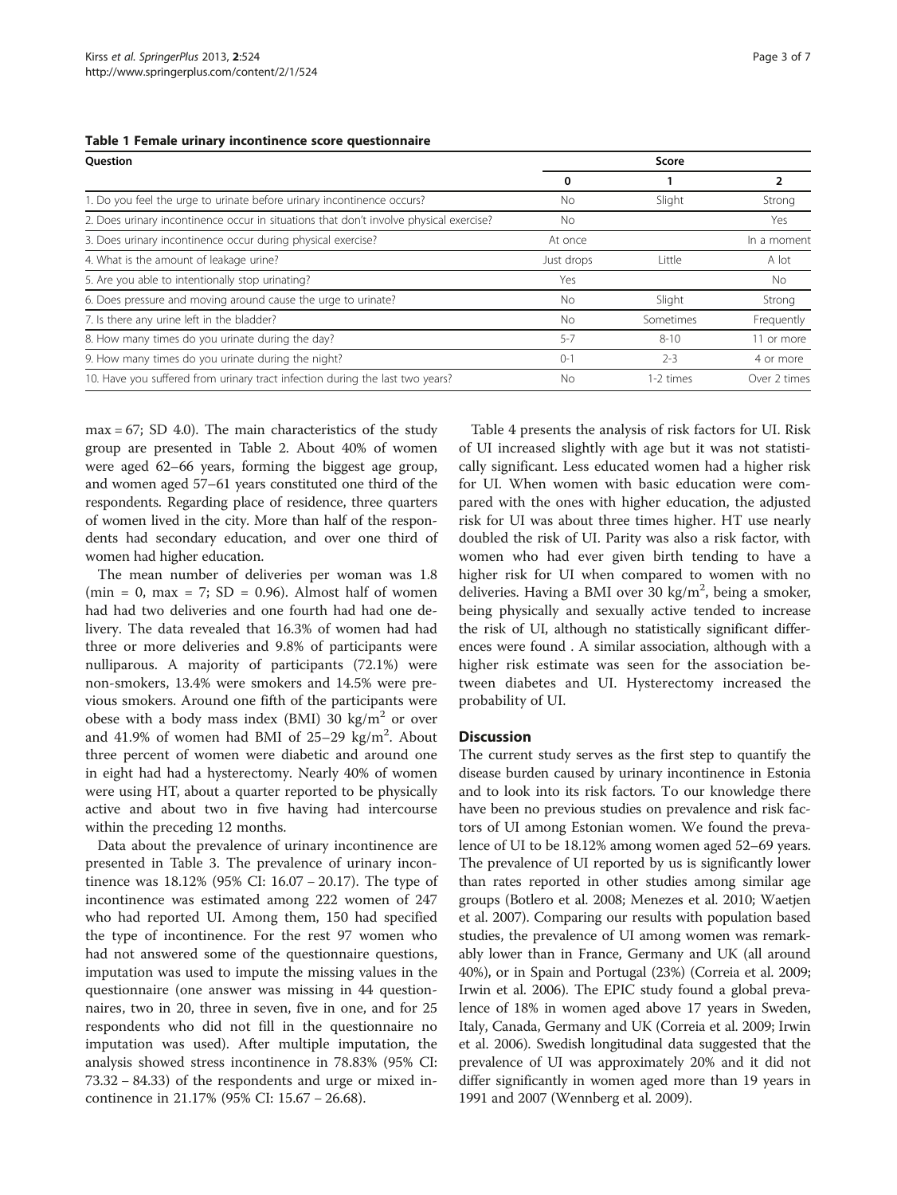**Table 1 Female urinary incontinence score questionnaire**

| Question | Score | | |
|---|---|---|---|
| | 0 | 1 | 2 |
| 1. Do you feel the urge to urinate before urinary incontinence occurs? | No | Slight | Strong |
| 2. Does urinary incontinence occur in situations that don't involve physical exercise? | No | | Yes |
| 3. Does urinary incontinence occur during physical exercise? | At once | | In a moment |
| 4. What is the amount of leakage urine? | Just drops | Little | A lot |
| 5. Are you able to intentionally stop urinating? | Yes | | No |
| 6. Does pressure and moving around cause the urge to urinate? | No | Slight | Strong |
| 7. Is there any urine left in the bladder? | No | Sometimes | Frequently |
| 8. How many times do you urinate during the day? | 5-7 | 8-10 | 11 or more |
| 9. How many times do you urinate during the night? | 0-1 | 2-3 | 4 or more |
| 10. Have you suffered from urinary tract infection during the last two years? | No | 1-2 times | Over 2 times |

max = 67; SD 4.0). The main characteristics of the study group are presented in Table 2. About 40% of women were aged 62–66 years, forming the biggest age group, and women aged 57–61 years constituted one third of the respondents. Regarding place of residence, three quarters of women lived in the city. More than half of the respondents had secondary education, and over one third of women had higher education.

The mean number of deliveries per woman was 1.8 (min = 0, max = 7; SD = 0.96). Almost half of women had had two deliveries and one fourth had had one delivery. The data revealed that 16.3% of women had had three or more deliveries and 9.8% of participants were nulliparous. A majority of participants (72.1%) were non-smokers, 13.4% were smokers and 14.5% were previous smokers. Around one fifth of the participants were obese with a body mass index (BMI) 30 kg/m$^2$ or over and 41.9% of women had BMI of 25–29 kg/m$^2$. About three percent of women were diabetic and around one in eight had had a hysterectomy. Nearly 40% of women were using HT, about a quarter reported to be physically active and about two in five having had intercourse within the preceding 12 months.

Data about the prevalence of urinary incontinence are presented in Table 3. The prevalence of urinary incontinence was 18.12% (95% CI: 16.07 – 20.17). The type of incontinence was estimated among 222 women of 247 who had reported UI. Among them, 150 had specified the type of incontinence. For the rest 97 women who had not answered some of the questionnaire questions, imputation was used to impute the missing values in the questionnaire (one answer was missing in 44 questionnaires, two in 20, three in seven, five in one, and for 25 respondents who did not fill in the questionnaire no imputation was used). After multiple imputation, the analysis showed stress incontinence in 78.83% (95% CI: 73.32 – 84.33) of the respondents and urge or mixed incontinence in 21.17% (95% CI: 15.67 – 26.68).

Table 4 presents the analysis of risk factors for UI. Risk of UI increased slightly with age but it was not statistically significant. Less educated women had a higher risk for UI. When women with basic education were compared with the ones with higher education, the adjusted risk for UI was about three times higher. HT use nearly doubled the risk of UI. Parity was also a risk factor, with women who had ever given birth tending to have a higher risk for UI when compared to women with no deliveries. Having a BMI over 30 kg/m$^2$, being a smoker, being physically and sexually active tended to increase the risk of UI, although no statistically significant differences were found . A similar association, although with a higher risk estimate was seen for the association between diabetes and UI. Hysterectomy increased the probability of UI.

## Discussion

The current study serves as the first step to quantify the disease burden caused by urinary incontinence in Estonia and to look into its risk factors. To our knowledge there have been no previous studies on prevalence and risk factors of UI among Estonian women. We found the prevalence of UI to be 18.12% among women aged 52–69 years. The prevalence of UI reported by us is significantly lower than rates reported in other studies among similar age groups (Botlero et al. 2008; Menezes et al. 2010; Waetjen et al. 2007). Comparing our results with population based studies, the prevalence of UI among women was remarkably lower than in France, Germany and UK (all around 40%), or in Spain and Portugal (23%) (Correia et al. 2009; Irwin et al. 2006). The EPIC study found a global prevalence of 18% in women aged above 17 years in Sweden, Italy, Canada, Germany and UK (Correia et al. 2009; Irwin et al. 2006). Swedish longitudinal data suggested that the prevalence of UI was approximately 20% and it did not differ significantly in women aged more than 19 years in 1991 and 2007 (Wennberg et al. 2009).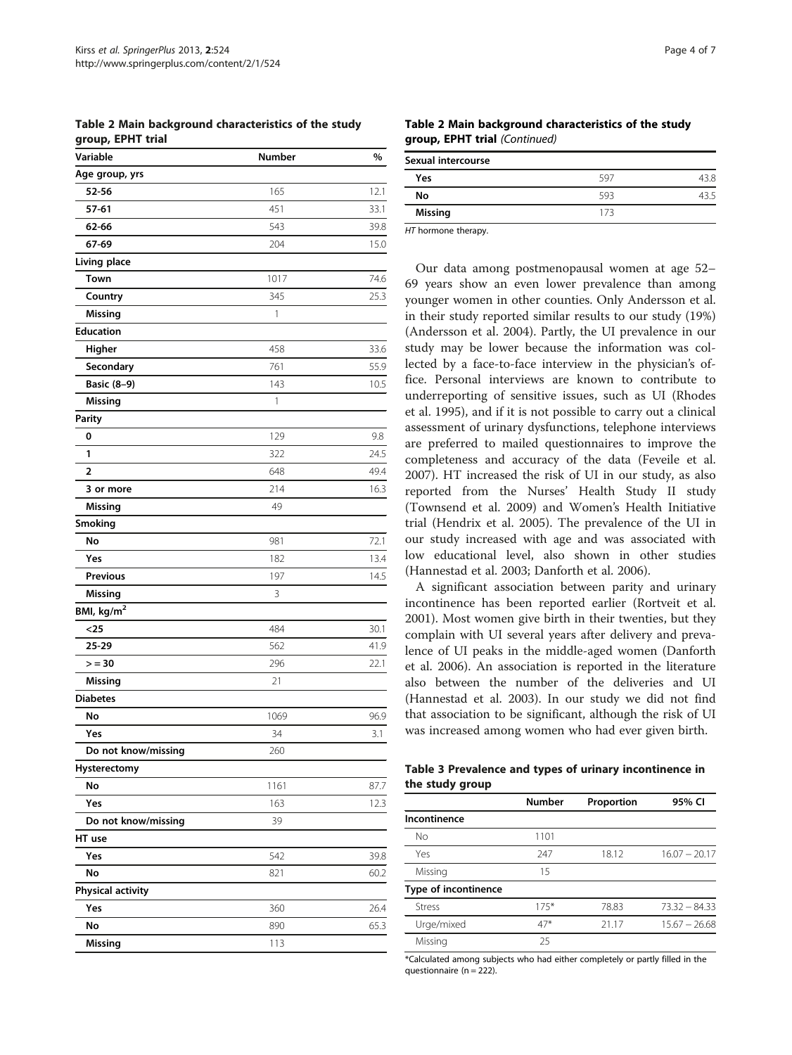**Table 2 Main background characteristics of the study group, EPHT trial**

| Variable | Number | % |
|---|---|---|
| **Age group, yrs** | | |
| 52-56 | 165 | 12.1 |
| 57-61 | 451 | 33.1 |
| 62-66 | 543 | 39.8 |
| 67-69 | 204 | 15.0 |
| **Living place** | | |
| Town | 1017 | 74.6 |
| Country | 345 | 25.3 |
| Missing | 1 | |
| **Education** | | |
| Higher | 458 | 33.6 |
| Secondary | 761 | 55.9 |
| Basic (8–9) | 143 | 10.5 |
| Missing | 1 | |
| **Parity** | | |
| 0 | 129 | 9.8 |
| 1 | 322 | 24.5 |
| 2 | 648 | 49.4 |
| 3 or more | 214 | 16.3 |
| Missing | 49 | |
| **Smoking** | | |
| No | 981 | 72.1 |
| Yes | 182 | 13.4 |
| Previous | 197 | 14.5 |
| Missing | 3 | |
| **BMI, kg/m$^2$** | | |
| <25 | 484 | 30.1 |
| 25-29 | 562 | 41.9 |
| > = 30 | 296 | 22.1 |
| Missing | 21 | |
| **Diabetes** | | |
| No | 1069 | 96.9 |
| Yes | 34 | 3.1 |
| Do not know/missing | 260 | |
| **Hysterectomy** | | |
| No | 1161 | 87.7 |
| Yes | 163 | 12.3 |
| Do not know/missing | 39 | |
| **HT use** | | |
| Yes | 542 | 39.8 |
| No | 821 | 60.2 |
| **Physical activity** | | |
| Yes | 360 | 26.4 |
| No | 890 | 65.3 |
| Missing | 113 | |
| **Sexual intercourse** | | |
| Yes | 597 | 43.8 |
| No | 593 | 43.5 |
| Missing | 173 | |

*HT* hormone therapy.

Our data among postmenopausal women at age 52–69 years show an even lower prevalence than among younger women in other counties. Only Andersson et al. in their study reported similar results to our study (19%) (Andersson et al. 2004). Partly, the UI prevalence in our study may be lower because the information was collected by a face-to-face interview in the physician's office. Personal interviews are known to contribute to underreporting of sensitive issues, such as UI (Rhodes et al. 1995), and if it is not possible to carry out a clinical assessment of urinary dysfunctions, telephone interviews are preferred to mailed questionnaires to improve the completeness and accuracy of the data (Feveile et al. 2007). HT increased the risk of UI in our study, as also reported from the Nurses' Health Study II study (Townsend et al. 2009) and Women's Health Initiative trial (Hendrix et al. 2005). The prevalence of the UI in our study increased with age and was associated with low educational level, also shown in other studies (Hannestad et al. 2003; Danforth et al. 2006).

A significant association between parity and urinary incontinence has been reported earlier (Rortveit et al. 2001). Most women give birth in their twenties, but they complain with UI several years after delivery and prevalence of UI peaks in the middle-aged women (Danforth et al. 2006). An association is reported in the literature also between the number of the deliveries and UI (Hannestad et al. 2003). In our study we did not find that association to be significant, although the risk of UI was increased among women who had ever given birth.

**Table 3 Prevalence and types of urinary incontinence in the study group**

| | Number | Proportion | 95% CI |
|---|---|---|---|
| **Incontinence** | | | |
| No | 1101 | | |
| Yes | 247 | 18.12 | 16.07 − 20.17 |
| Missing | 15 | | |
| **Type of incontinence** | | | |
| Stress | 175* | 78.83 | 73.32 − 84.33 |
| Urge/mixed | 47* | 21.17 | 15.67 − 26.68 |
| Missing | 25 | | |

*Calculated among subjects who had either completely or partly filled in the questionnaire (n = 222).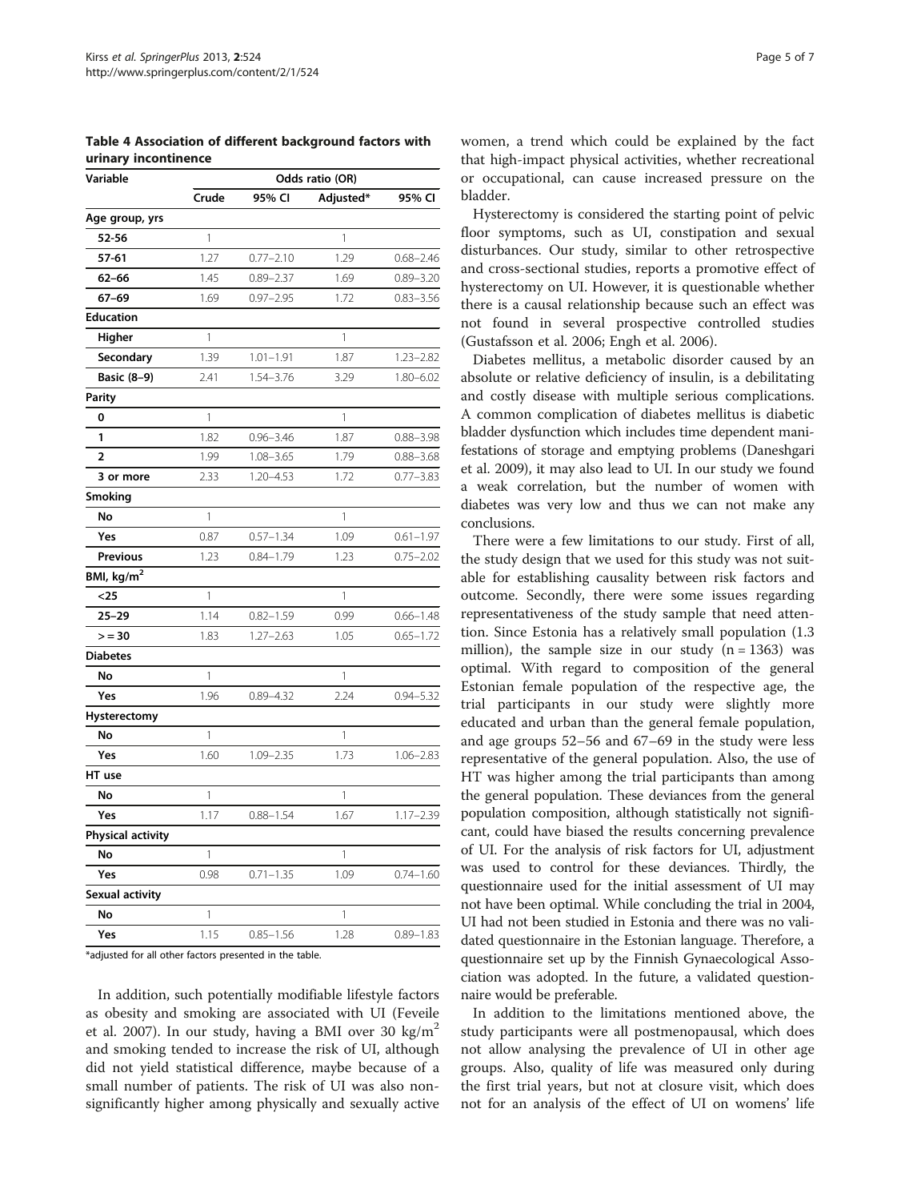**Table 4 Association of different background factors with urinary incontinence**

| Variable | Odds ratio (OR) | | | |
|---|---|---|---|---|
| | Crude | 95% CI | Adjusted* | 95% CI |
| **Age group, yrs** | | | | |
| **52-56** | 1 | | 1 | |
| **57-61** | 1.27 | 0.77–2.10 | 1.29 | 0.68–2.46 |
| **62–66** | 1.45 | 0.89–2.37 | 1.69 | 0.89–3.20 |
| **67–69** | 1.69 | 0.97–2.95 | 1.72 | 0.83–3.56 |
| **Education** | | | | |
| **Higher** | 1 | | 1 | |
| **Secondary** | 1.39 | 1.01–1.91 | 1.87 | 1.23–2.82 |
| **Basic (8–9)** | 2.41 | 1.54–3.76 | 3.29 | 1.80–6.02 |
| **Parity** | | | | |
| **0** | 1 | | 1 | |
| **1** | 1.82 | 0.96–3.46 | 1.87 | 0.88–3.98 |
| **2** | 1.99 | 1.08–3.65 | 1.79 | 0.88–3.68 |
| **3 or more** | 2.33 | 1.20–4.53 | 1.72 | 0.77–3.83 |
| **Smoking** | | | | |
| **No** | 1 | | 1 | |
| **Yes** | 0.87 | 0.57–1.34 | 1.09 | 0.61–1.97 |
| **Previous** | 1.23 | 0.84–1.79 | 1.23 | 0.75–2.02 |
| **BMI, kg/m$^2$** | | | | |
| **<25** | 1 | | 1 | |
| **25–29** | 1.14 | 0.82–1.59 | 0.99 | 0.66–1.48 |
| **> = 30** | 1.83 | 1.27–2.63 | 1.05 | 0.65–1.72 |
| **Diabetes** | | | | |
| **No** | 1 | | 1 | |
| **Yes** | 1.96 | 0.89–4.32 | 2.24 | 0.94–5.32 |
| **Hysterectomy** | | | | |
| **No** | 1 | | 1 | |
| **Yes** | 1.60 | 1.09–2.35 | 1.73 | 1.06–2.83 |
| **HT use** | | | | |
| **No** | 1 | | 1 | |
| **Yes** | 1.17 | 0.88–1.54 | 1.67 | 1.17–2.39 |
| **Physical activity** | | | | |
| **No** | 1 | | 1 | |
| **Yes** | 0.98 | 0.71–1.35 | 1.09 | 0.74–1.60 |
| **Sexual activity** | | | | |
| **No** | 1 | | 1 | |
| **Yes** | 1.15 | 0.85–1.56 | 1.28 | 0.89–1.83 |

*adjusted for all other factors presented in the table.

In addition, such potentially modifiable lifestyle factors as obesity and smoking are associated with UI (Feveile et al. 2007). In our study, having a BMI over 30 kg/m$^2$ and smoking tended to increase the risk of UI, although did not yield statistical difference, maybe because of a small number of patients. The risk of UI was also non-significantly higher among physically and sexually active women, a trend which could be explained by the fact that high-impact physical activities, whether recreational or occupational, can cause increased pressure on the bladder.

Hysterectomy is considered the starting point of pelvic floor symptoms, such as UI, constipation and sexual disturbances. Our study, similar to other retrospective and cross-sectional studies, reports a promotive effect of hysterectomy on UI. However, it is questionable whether there is a causal relationship because such an effect was not found in several prospective controlled studies (Gustafsson et al. 2006; Engh et al. 2006).

Diabetes mellitus, a metabolic disorder caused by an absolute or relative deficiency of insulin, is a debilitating and costly disease with multiple serious complications. A common complication of diabetes mellitus is diabetic bladder dysfunction which includes time dependent manifestations of storage and emptying problems (Daneshgari et al. 2009), it may also lead to UI. In our study we found a weak correlation, but the number of women with diabetes was very low and thus we can not make any conclusions.

There were a few limitations to our study. First of all, the study design that we used for this study was not suitable for establishing causality between risk factors and outcome. Secondly, there were some issues regarding representativeness of the study sample that need attention. Since Estonia has a relatively small population (1.3 million), the sample size in our study (n = 1363) was optimal. With regard to composition of the general Estonian female population of the respective age, the trial participants in our study were slightly more educated and urban than the general female population, and age groups 52–56 and 67–69 in the study were less representative of the general population. Also, the use of HT was higher among the trial participants than among the general population. These deviances from the general population composition, although statistically not significant, could have biased the results concerning prevalence of UI. For the analysis of risk factors for UI, adjustment was used to control for these deviances. Thirdly, the questionnaire used for the initial assessment of UI may not have been optimal. While concluding the trial in 2004, UI had not been studied in Estonia and there was no validated questionnaire in the Estonian language. Therefore, a questionnaire set up by the Finnish Gynaecological Association was adopted. In the future, a validated questionnaire would be preferable.

In addition to the limitations mentioned above, the study participants were all postmenopausal, which does not allow analysing the prevalence of UI in other age groups. Also, quality of life was measured only during the first trial years, but not at closure visit, which does not for an analysis of the effect of UI on womens' life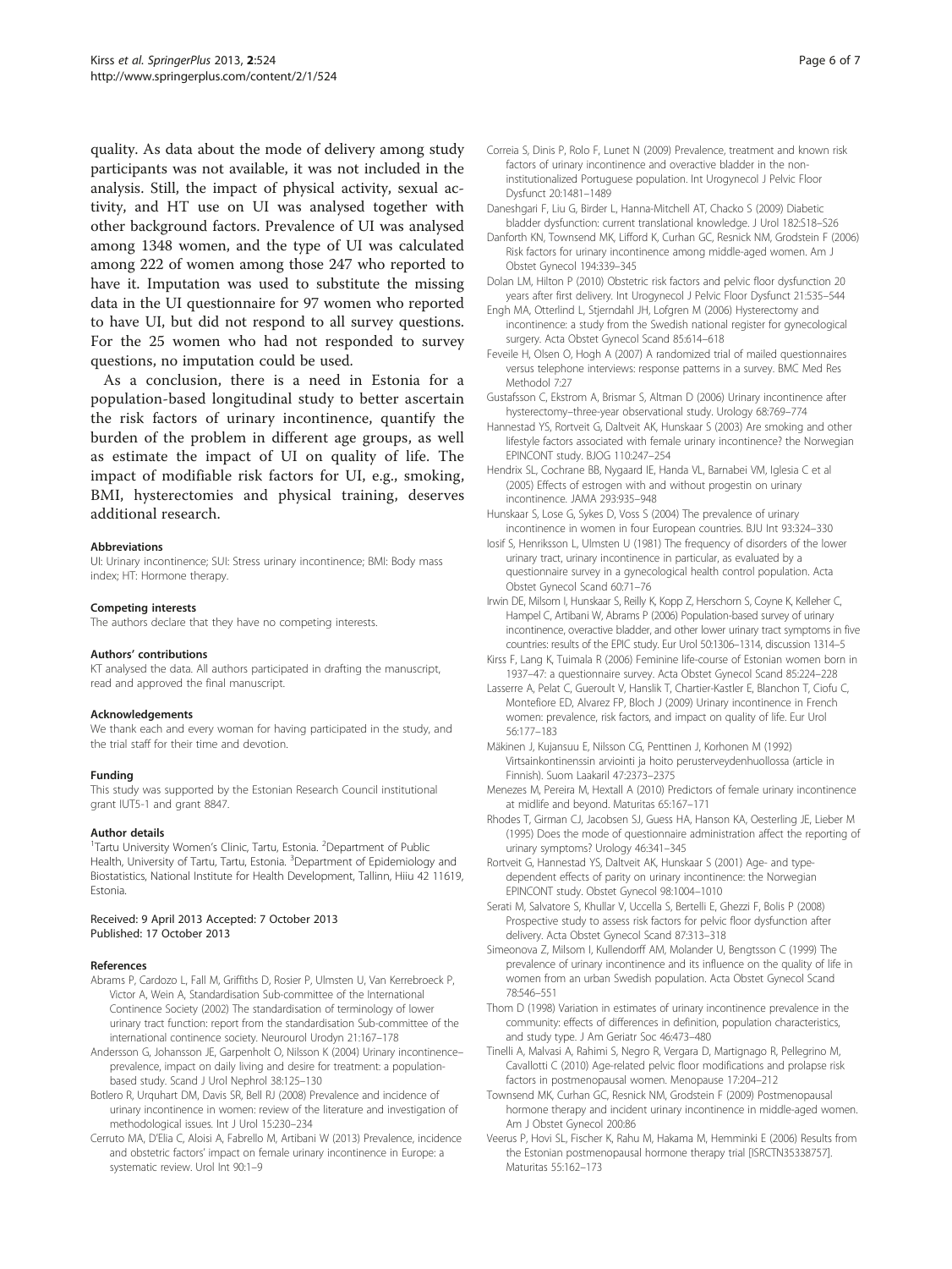quality. As data about the mode of delivery among study participants was not available, it was not included in the analysis. Still, the impact of physical activity, sexual activity, and HT use on UI was analysed together with other background factors. Prevalence of UI was analysed among 1348 women, and the type of UI was calculated among 222 of women among those 247 who reported to have it. Imputation was used to substitute the missing data in the UI questionnaire for 97 women who reported to have UI, but did not respond to all survey questions. For the 25 women who had not responded to survey questions, no imputation could be used.

As a conclusion, there is a need in Estonia for a population-based longitudinal study to better ascertain the risk factors of urinary incontinence, quantify the burden of the problem in different age groups, as well as estimate the impact of UI on quality of life. The impact of modifiable risk factors for UI, e.g., smoking, BMI, hysterectomies and physical training, deserves additional research.

#### Abbreviations
UI: Urinary incontinence; SUI: Stress urinary incontinence; BMI: Body mass index; HT: Hormone therapy.

#### Competing interests
The authors declare that they have no competing interests.

#### Authors' contributions
KT analysed the data. All authors participated in drafting the manuscript, read and approved the final manuscript.

#### Acknowledgements
We thank each and every woman for having participated in the study, and the trial staff for their time and devotion.

#### Funding
This study was supported by the Estonian Research Council institutional grant IUT5-1 and grant 8847.

#### Author details
[1]Tartu University Women's Clinic, Tartu, Estonia. [2]Department of Public Health, University of Tartu, Tartu, Estonia. [3]Department of Epidemiology and Biostatistics, National Institute for Health Development, Tallinn, Hiiu 42 11619, Estonia.

Received: 9 April 2013 Accepted: 7 October 2013
Published: 17 October 2013

#### References
- Abrams P, Cardozo L, Fall M, Griffiths D, Rosier P, Ulmsten U, Van Kerrebroeck P, Victor A, Wein A, Standardisation Sub-committee of the International Continence Society (2002) The standardisation of terminology of lower urinary tract function: report from the standardisation Sub-committee of the international continence society. Neurourol Urodyn 21:167–178
- Andersson G, Johansson JE, Garpenholt O, Nilsson K (2004) Urinary incontinence–prevalence, impact on daily living and desire for treatment: a population-based study. Scand J Urol Nephrol 38:125–130
- Botlero R, Urquhart DM, Davis SR, Bell RJ (2008) Prevalence and incidence of urinary incontinence in women: review of the literature and investigation of methodological issues. Int J Urol 15:230–234
- Cerruto MA, D'Elia C, Aloisi A, Fabrello M, Artibani W (2013) Prevalence, incidence and obstetric factors' impact on female urinary incontinence in Europe: a systematic review. Urol Int 90:1–9
- Correia S, Dinis P, Rolo F, Lunet N (2009) Prevalence, treatment and known risk factors of urinary incontinence and overactive bladder in the non-institutionalized Portuguese population. Int Urogynecol J Pelvic Floor Dysfunct 20:1481–1489
- Daneshgari F, Liu G, Birder L, Hanna-Mitchell AT, Chacko S (2009) Diabetic bladder dysfunction: current translational knowledge. J Urol 182:S18–S26
- Danforth KN, Townsend MK, Lifford K, Curhan GC, Resnick NM, Grodstein F (2006) Risk factors for urinary incontinence among middle-aged women. Am J Obstet Gynecol 194:339–345
- Dolan LM, Hilton P (2010) Obstetric risk factors and pelvic floor dysfunction 20 years after first delivery. Int Urogynecol J Pelvic Floor Dysfunct 21:535–544
- Engh MA, Otterlind L, Stjerndahl JH, Lofgren M (2006) Hysterectomy and incontinence: a study from the Swedish national register for gynecological surgery. Acta Obstet Gynecol Scand 85:614–618
- Feveile H, Olsen O, Hogh A (2007) A randomized trial of mailed questionnaires versus telephone interviews: response patterns in a survey. BMC Med Res Methodol 7:27
- Gustafsson C, Ekstrom A, Brismar S, Altman D (2006) Urinary incontinence after hysterectomy–three-year observational study. Urology 68:769–774
- Hannestad YS, Rortveit G, Daltveit AK, Hunskaar S (2003) Are smoking and other lifestyle factors associated with female urinary incontinence? the Norwegian EPINCONT study. BJOG 110:247–254
- Hendrix SL, Cochrane BB, Nygaard IE, Handa VL, Barnabei VM, Iglesia C et al (2005) Effects of estrogen with and without progestin on urinary incontinence. JAMA 293:935–948
- Hunskaar S, Lose G, Sykes D, Voss S (2004) The prevalence of urinary incontinence in women in four European countries. BJU Int 93:324–330
- Iosif S, Henriksson L, Ulmsten U (1981) The frequency of disorders of the lower urinary tract, urinary incontinence in particular, as evaluated by a questionnaire survey in a gynecological health control population. Acta Obstet Gynecol Scand 60:71–76
- Irwin DE, Milsom I, Hunskaar S, Reilly K, Kopp Z, Herschorn S, Coyne K, Kelleher C, Hampel C, Artibani W, Abrams P (2006) Population-based survey of urinary incontinence, overactive bladder, and other lower urinary tract symptoms in five countries: results of the EPIC study. Eur Urol 50:1306–1314, discussion 1314–5
- Kirss F, Lang K, Tuimala R (2006) Feminine life-course of Estonian women born in 1937–47: a questionnaire survey. Acta Obstet Gynecol Scand 85:224–228
- Lasserre A, Pelat C, Gueroult V, Hanslik T, Chartier-Kastler E, Blanchon T, Ciofu C, Montefiore ED, Alvarez FP, Bloch J (2009) Urinary incontinence in French women: prevalence, risk factors, and impact on quality of life. Eur Urol 56:177–183
- Mäkinen J, Kujansuu E, Nilsson CG, Penttinen J, Korhonen M (1992) Virtsainkontinenssin arviointi ja hoito perusterveydenhuollossa (article in Finnish). Suom Laakaril 47:2373–2375
- Menezes M, Pereira M, Hextall A (2010) Predictors of female urinary incontinence at midlife and beyond. Maturitas 65:167–171
- Rhodes T, Girman CJ, Jacobsen SJ, Guess HA, Hanson KA, Oesterling JE, Lieber M (1995) Does the mode of questionnaire administration affect the reporting of urinary symptoms? Urology 46:341–345
- Rortveit G, Hannestad YS, Daltveit AK, Hunskaar S (2001) Age- and type-dependent effects of parity on urinary incontinence: the Norwegian EPINCONT study. Obstet Gynecol 98:1004–1010
- Serati M, Salvatore S, Khullar V, Uccella S, Bertelli E, Ghezzi F, Bolis P (2008) Prospective study to assess risk factors for pelvic floor dysfunction after delivery. Acta Obstet Gynecol Scand 87:313–318
- Simeonova Z, Milsom I, Kullendorff AM, Molander U, Bengtsson C (1999) The prevalence of urinary incontinence and its influence on the quality of life in women from an urban Swedish population. Acta Obstet Gynecol Scand 78:546–551
- Thom D (1998) Variation in estimates of urinary incontinence prevalence in the community: effects of differences in definition, population characteristics, and study type. J Am Geriatr Soc 46:473–480
- Tinelli A, Malvasi A, Rahimi S, Negro R, Vergara D, Martignago R, Pellegrino M, Cavallotti C (2010) Age-related pelvic floor modifications and prolapse risk factors in postmenopausal women. Menopause 17:204–212
- Townsend MK, Curhan GC, Resnick NM, Grodstein F (2009) Postmenopausal hormone therapy and incident urinary incontinence in middle-aged women. Am J Obstet Gynecol 200:86
- Veerus P, Hovi SL, Fischer K, Rahu M, Hakama M, Hemminki E (2006) Results from the Estonian postmenopausal hormone therapy trial [ISRCTN35338757]. Maturitas 55:162–173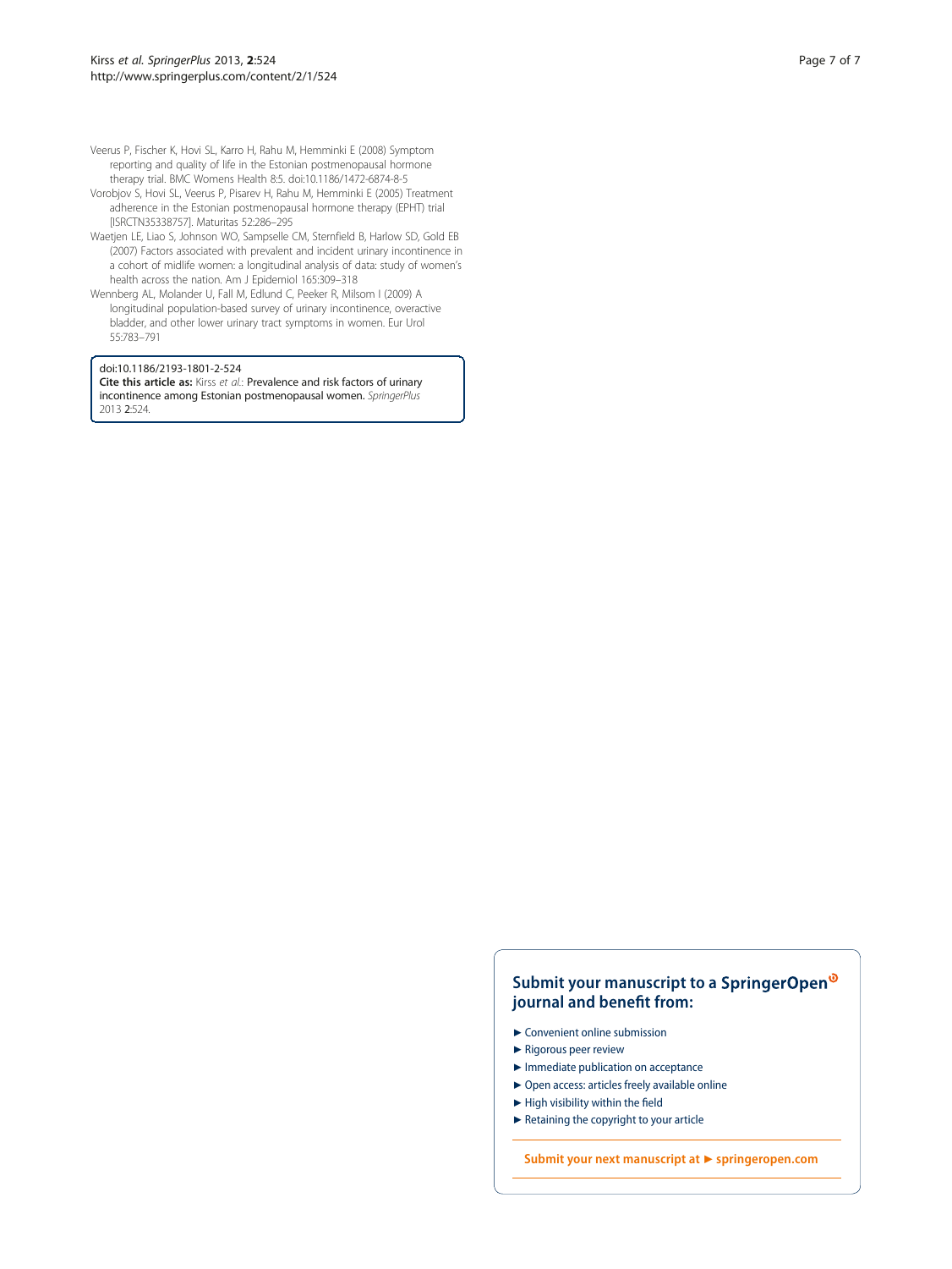Veerus P, Fischer K, Hovi SL, Karro H, Rahu M, Hemminki E (2008) Symptom reporting and quality of life in the Estonian postmenopausal hormone therapy trial. BMC Womens Health 8:5. doi:10.1186/1472-6874-8-5

Vorobjov S, Hovi SL, Veerus P, Pisarev H, Rahu M, Hemminki E (2005) Treatment adherence in the Estonian postmenopausal hormone therapy (EPHT) trial [ISRCTN35338757]. Maturitas 52:286–295

Waetjen LE, Liao S, Johnson WO, Sampselle CM, Sternfield B, Harlow SD, Gold EB (2007) Factors associated with prevalent and incident urinary incontinence in a cohort of midlife women: a longitudinal analysis of data: study of women's health across the nation. Am J Epidemiol 165:309–318

Wennberg AL, Molander U, Fall M, Edlund C, Peeker R, Milsom I (2009) A longitudinal population-based survey of urinary incontinence, overactive bladder, and other lower urinary tract symptoms in women. Eur Urol 55:783–791

doi:10.1186/2193-1801-2-524
**Cite this article as:** Kirss *et al.*: Prevalence and risk factors of urinary incontinence among Estonian postmenopausal women. *SpringerPlus* 2013 **2**:524.

**Submit your manuscript to a SpringerOpen journal and benefit from:**

- ► Convenient online submission
- ► Rigorous peer review
- ► Immediate publication on acceptance
- ► Open access: articles freely available online
- ► High visibility within the field
- ► Retaining the copyright to your article

**Submit your next manuscript at ► springeropen.com**